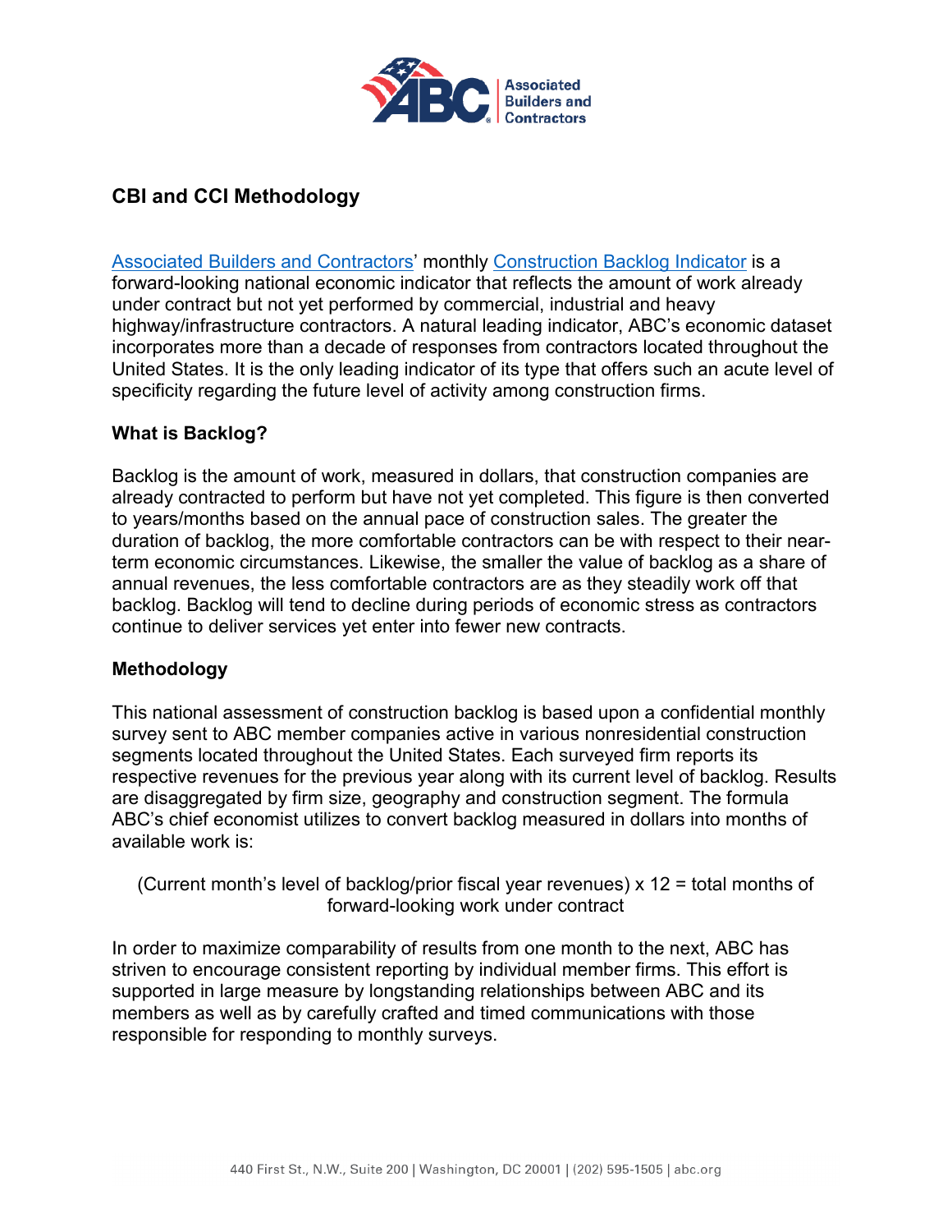# CBI and CCI Methodology

Associated Builders and Contractors' monthly Construction Backlog Indicator is a forward-looking national economic indicator that reflects the amount of work already under contract but not yet performed by commercial, industrial and heavy highway/infrastructure contractors. A natural leading indicator, ABC's economic dataset incorporates more than a decade of responses from contractors located throughout the United States. It is the only leading indicator of its type that offers such an acute level of specificity regarding the future level of activity among construction firms.

## What is Backlog?

Backlog is the amount of work, measured in dollars, that construction companies are already contracted to perform but have not yet completed. This figure is then converted to years/months based on the annual pace of construction sales. The greater the duration of backlog, the more comfortable contractors can be with respect to their near-term economic circumstances. Likewise, the smaller the value of backlog as a share of annual revenues, the less comfortable contractors are as they steadily work off that backlog. Backlog will tend to decline during periods of economic stress as contractors continue to deliver services yet enter into fewer new contracts.

## Methodology

This national assessment of construction backlog is based upon a confidential monthly survey sent to ABC member companies active in various nonresidential construction segments located throughout the United States. Each surveyed firm reports its respective revenues for the previous year along with its current level of backlog. Results are disaggregated by firm size, geography and construction segment. The formula ABC's chief economist utilizes to convert backlog measured in dollars into months of available work is:

(Current month's level of backlog/prior fiscal year revenues) x 12 = total months of forward-looking work under contract

In order to maximize comparability of results from one month to the next, ABC has striven to encourage consistent reporting by individual member firms. This effort is supported in large measure by longstanding relationships between ABC and its members as well as by carefully crafted and timed communications with those responsible for responding to monthly surveys.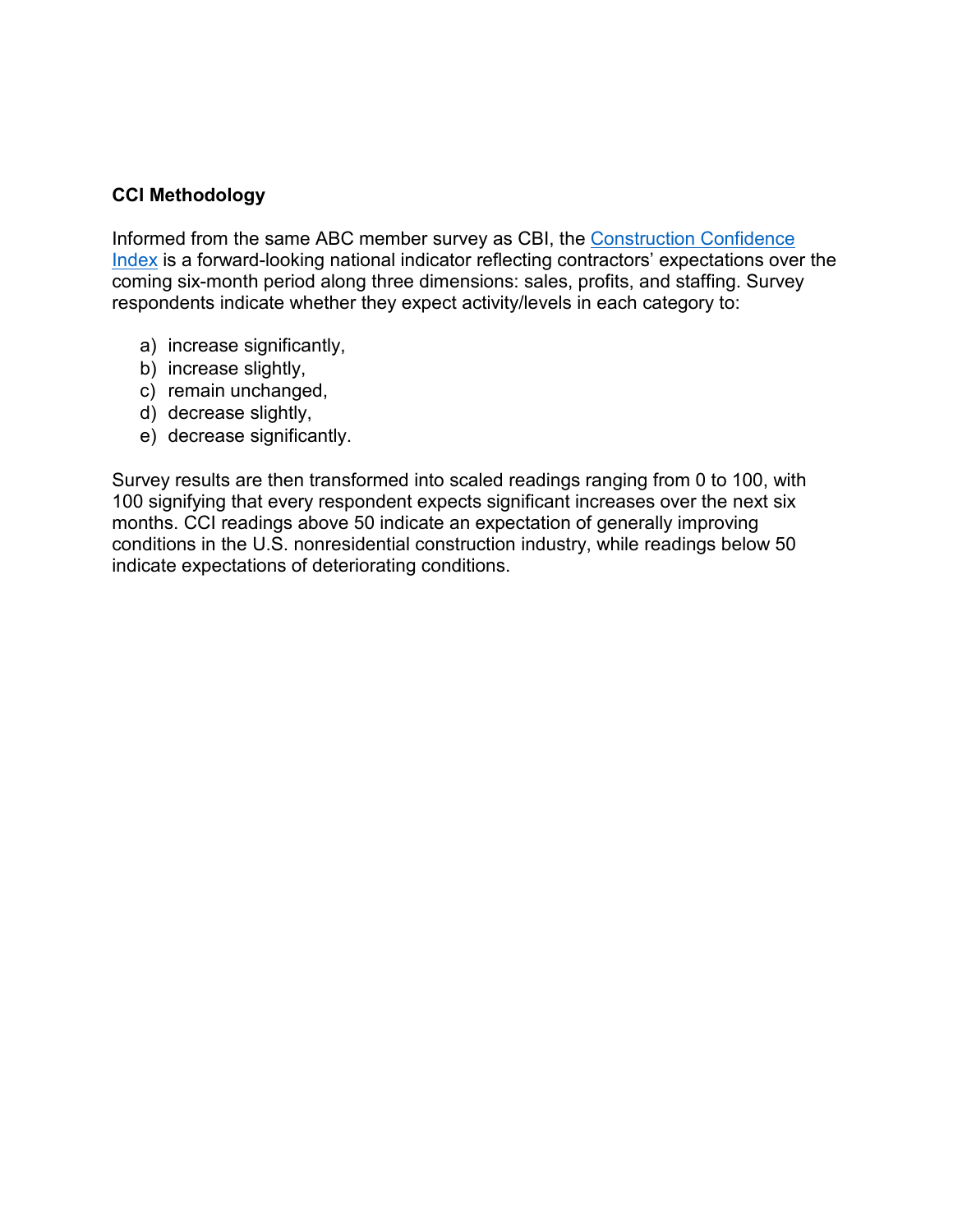**CCI Methodology**

Informed from the same ABC member survey as CBI, the [Construction Confidence Index] is a forward-looking national indicator reflecting contractors' expectations over the coming six-month period along three dimensions: sales, profits, and staffing. Survey respondents indicate whether they expect activity/levels in each category to:

a) increase significantly,
b) increase slightly,
c) remain unchanged,
d) decrease slightly,
e) decrease significantly.

Survey results are then transformed into scaled readings ranging from 0 to 100, with 100 signifying that every respondent expects significant increases over the next six months. CCI readings above 50 indicate an expectation of generally improving conditions in the U.S. nonresidential construction industry, while readings below 50 indicate expectations of deteriorating conditions.